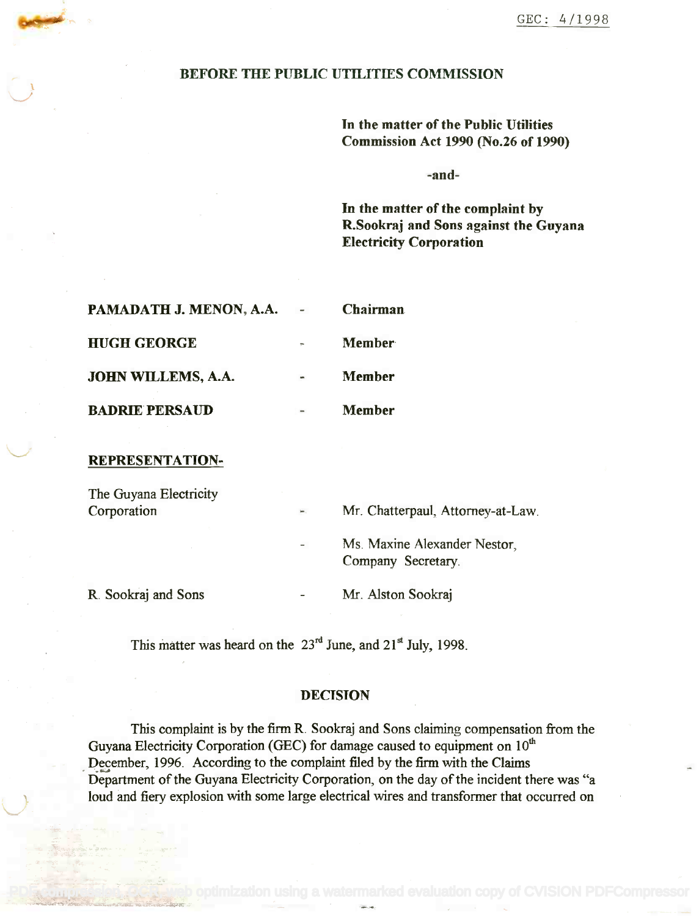GEC: 4/1998

## BEFORE THE PUBLIC UTILITIES COMMISSION

**In the matter of the Public Utilities Commission Act 1990 (No.26 of 1990)**

**-and-**

**In the matter of the complaint by R.Sookraj and Sons against the Guyana Electricity Corporation**

| | | |
|---|---|---|
| **PAMADATH J. MENON, A.A.** | - | **Chairman** |
| **HUGH GEORGE** | - | **Member** |
| **JOHN WILLEMS, A.A.** | - | **Member** |
| **BADRIE PERSAUD** | - | **Member** |

**REPRESENTATION-**

| | | |
|---|---|---|
| The Guyana Electricity Corporation | - | Mr. Chatterpaul, Attorney-at-Law. |
| | - | Ms. Maxine Alexander Nestor, Company Secretary. |
| R. Sookraj and Sons | - | Mr. Alston Sookraj |

This matter was heard on the 23rd June, and 21st July, 1998.

### DECISION

This complaint is by the firm R. Sookraj and Sons claiming compensation from the Guyana Electricity Corporation (GEC) for damage caused to equipment on 10th December, 1996. According to the complaint filed by the firm with the Claims Department of the Guyana Electricity Corporation, on the day of the incident there was "a loud and fiery explosion with some large electrical wires and transformer that occurred on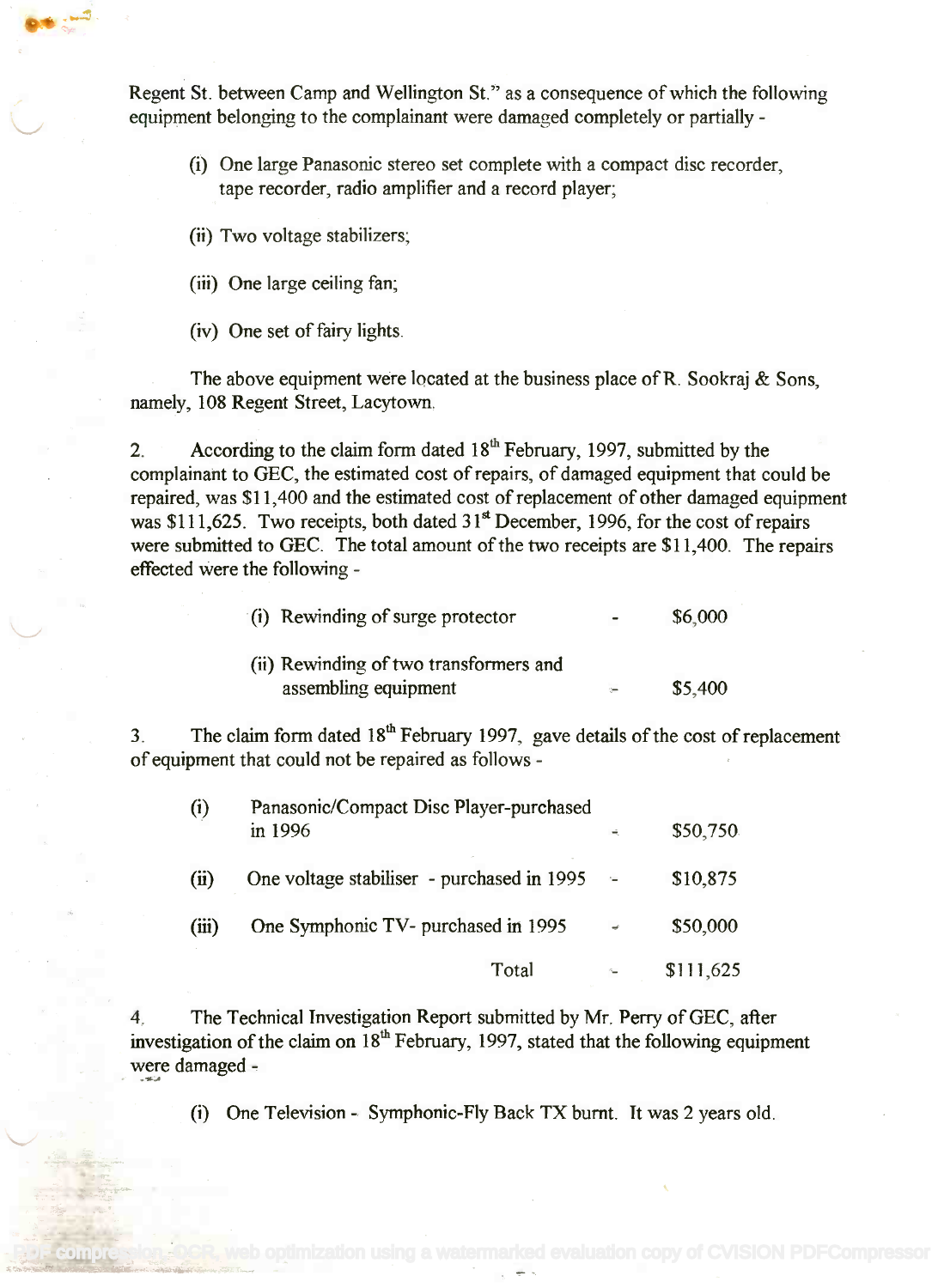Regent St. between Camp and Wellington St." as a consequence of which the following equipment belonging to the complainant were damaged completely or partially -

(i) One large Panasonic stereo set complete with a compact disc recorder, tape recorder, radio amplifier and a record player;

(ii) Two voltage stabilizers;

(iii) One large ceiling fan;

(iv) One set of fairy lights.

The above equipment were located at the business place of R. Sookraj & Sons, namely, 108 Regent Street, Lacytown.

2. According to the claim form dated 18th February, 1997, submitted by the complainant to GEC, the estimated cost of repairs, of damaged equipment that could be repaired, was $11,400 and the estimated cost of replacement of other damaged equipment was $111,625. Two receipts, both dated 31st December, 1996, for the cost of repairs were submitted to GEC. The total amount of the two receipts are $11,400. The repairs effected were the following -

| | | |
|---|---|---|
| (i) Rewinding of surge protector | - | $6,000 |
| (ii) Rewinding of two transformers and assembling equipment | - | $5,400 |

3. The claim form dated 18th February 1997, gave details of the cost of replacement of equipment that could not be repaired as follows -

| | | | |
|---|---|---|---|
| (i) | Panasonic/Compact Disc Player-purchased in 1996 | - | $50,750 |
| (ii) | One voltage stabiliser - purchased in 1995 | - | $10,875 |
| (iii) | One Symphonic TV- purchased in 1995 | - | $50,000 |
| | Total | - | $111,625 |

4. The Technical Investigation Report submitted by Mr. Perry of GEC, after investigation of the claim on 18th February, 1997, stated that the following equipment were damaged -

(i) One Television - Symphonic-Fly Back TX burnt. It was 2 years old.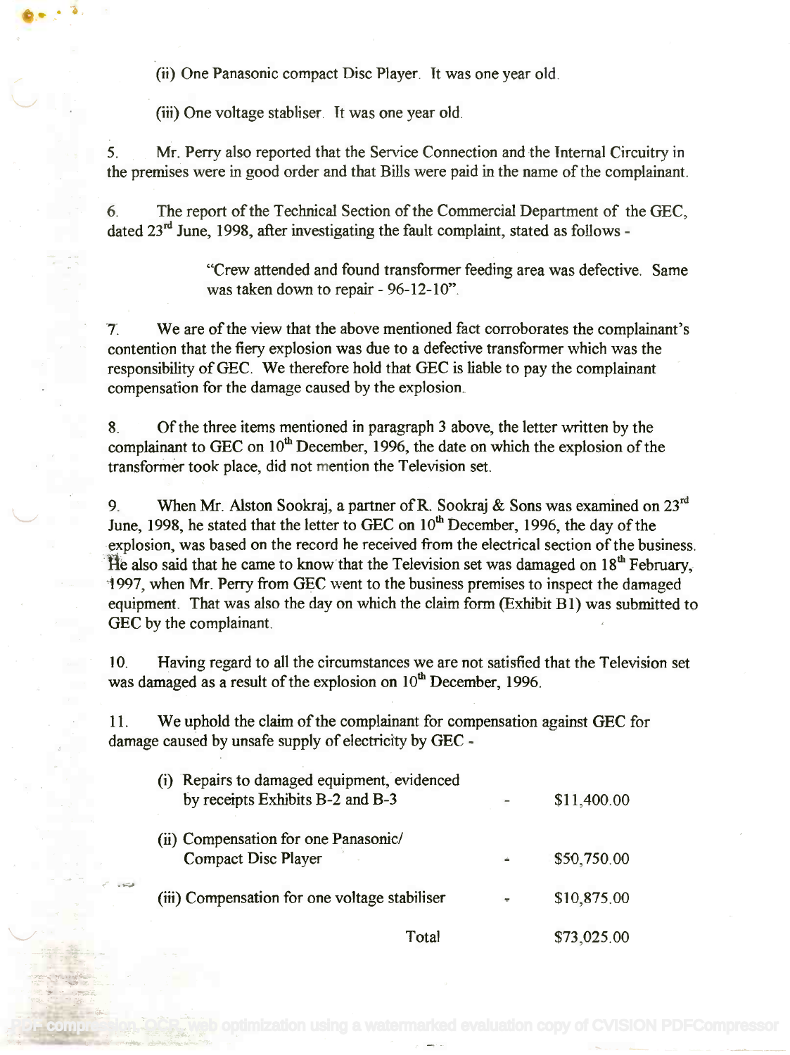(ii) One Panasonic compact Disc Player. It was one year old.

(iii) One voltage stabliser. It was one year old.

5. Mr. Perry also reported that the Service Connection and the Internal Circuitry in the premises were in good order and that Bills were paid in the name of the complainant.

6. The report of the Technical Section of the Commercial Department of the GEC, dated 23rd June, 1998, after investigating the fault complaint, stated as follows -

> "Crew attended and found transformer feeding area was defective. Same was taken down to repair - 96-12-10".

7. We are of the view that the above mentioned fact corroborates the complainant's contention that the fiery explosion was due to a defective transformer which was the responsibility of GEC. We therefore hold that GEC is liable to pay the complainant compensation for the damage caused by the explosion.

8. Of the three items mentioned in paragraph 3 above, the letter written by the complainant to GEC on 10th December, 1996, the date on which the explosion of the transformer took place, did not mention the Television set.

9. When Mr. Alston Sookraj, a partner of R. Sookraj & Sons was examined on 23rd June, 1998, he stated that the letter to GEC on 10th December, 1996, the day of the explosion, was based on the record he received from the electrical section of the business. He also said that he came to know the Television set was damaged on 18th February, 1997, when Mr. Perry from GEC went to the business premises to inspect the damaged equipment. That was also the day on which the claim form (Exhibit B1) was submitted to GEC by the complainant.

10. Having regard to all the circumstances we are not satisfied that the Television set was damaged as a result of the explosion on 10th December, 1996.

11. We uphold the claim of the complainant for compensation against GEC for damage caused by unsafe supply of electricity by GEC -

| | | |
|---|---|---|
| (i) Repairs to damaged equipment, evidenced by receipts Exhibits B-2 and B-3 | - | $11,400.00 |
| (ii) Compensation for one Panasonic/ Compact Disc Player | - | $50,750.00 |
| (iii) Compensation for one voltage stabiliser | - | $10,875.00 |
| Total | | $73,025.00 |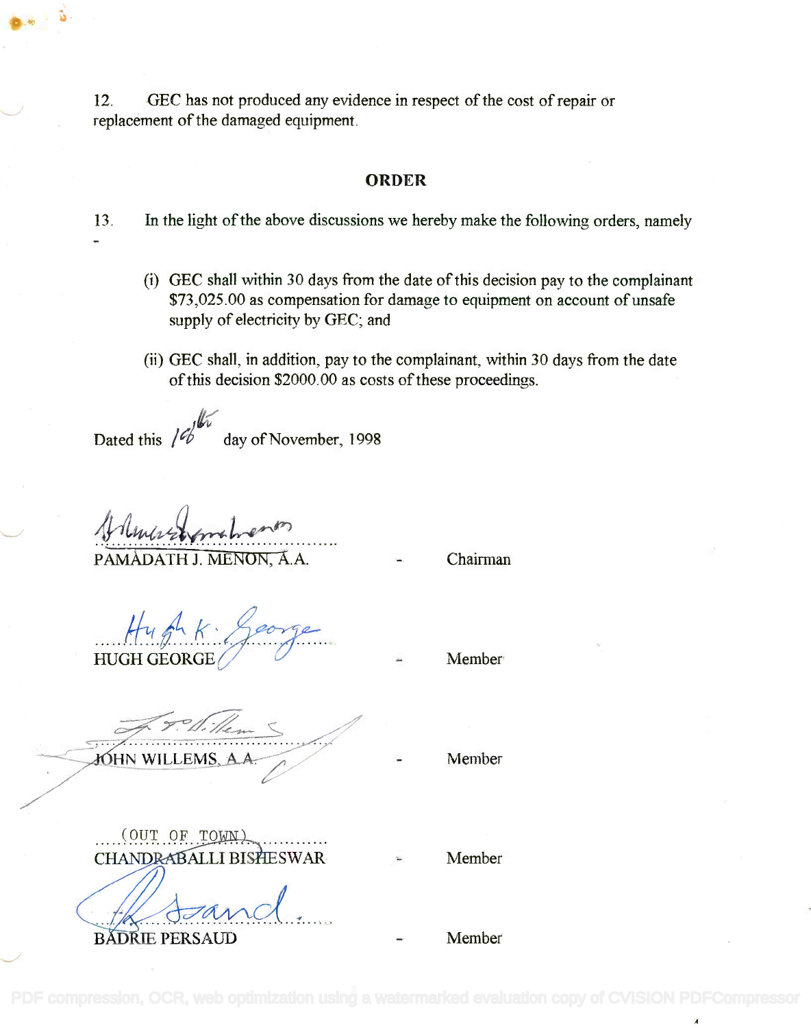12. GEC has not produced any evidence in respect of the cost of repair or replacement of the damaged equipment.

## ORDER

13. In the light of the above discussions we hereby make the following orders, namely -

(i) GEC shall within 30 days from the date of this decision pay to the complainant $73,025.00 as compensation for damage to equipment on account of unsafe supply of electricity by GEC; and

(ii) GEC shall, in addition, pay to the complainant, within 30 days from the date of this decision $2000.00 as costs of these proceedings.

Dated this 16th day of November, 1998

| | | |
|---|---|---|
| PAMADATH J. MENON, A.A. | - | Chairman |
| HUGH GEORGE | - | Member |
| JOHN WILLEMS, A.A. | - | Member |
| (OUT OF TOWN) CHANDRABALLI BISHESWAR | - | Member |
| BADRIE PERSAUD | - | Member |